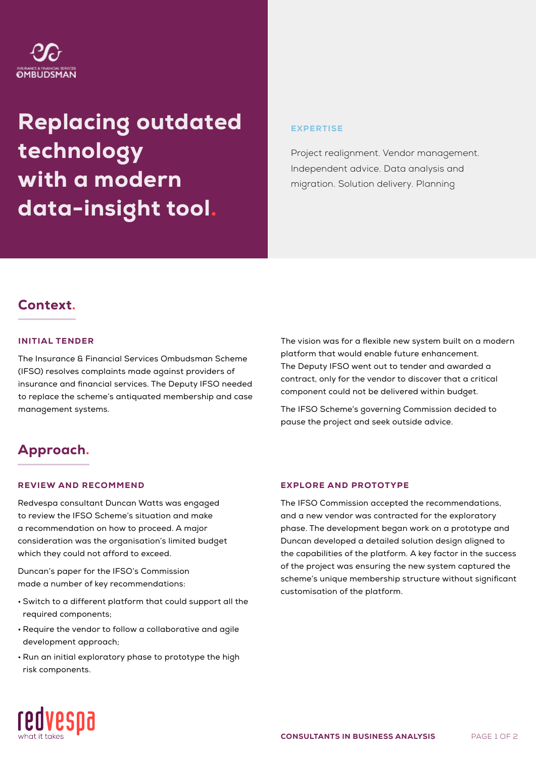# Replacing outdated technology with a modern data-insight tool.

**EXPERTISE**

Project realignment. Vendor management. Independent advice. Data analysis and migration. Solution delivery. Planning

## Context.

### INITIAL TENDER

The Insurance & Financial Services Ombudsman Scheme (IFSO) resolves complaints made against providers of insurance and financial services. The Deputy IFSO needed to replace the scheme's antiquated membership and case management systems.

The vision was for a flexible new system built on a modern platform that would enable future enhancement. The Deputy IFSO went out to tender and awarded a contract, only for the vendor to discover that a critical component could not be delivered within budget.

The IFSO Scheme's governing Commission decided to pause the project and seek outside advice.

## Approach.

### REVIEW AND RECOMMEND

Redvespa consultant Duncan Watts was engaged to review the IFSO Scheme's situation and make a recommendation on how to proceed. A major consideration was the organisation's limited budget which they could not afford to exceed.

Duncan's paper for the IFSO's Commission made a number of key recommendations:

- Switch to a different platform that could support all the required components;
- Require the vendor to follow a collaborative and agile development approach;
- Run an initial exploratory phase to prototype the high risk components.

### EXPLORE AND PROTOTYPE

The IFSO Commission accepted the recommendations, and a new vendor was contracted for the exploratory phase. The development began work on a prototype and Duncan developed a detailed solution design aligned to the capabilities of the platform. A key factor in the success of the project was ensuring the new system captured the scheme's unique membership structure without significant customisation of the platform.

CONSULTANTS IN BUSINESS ANALYSIS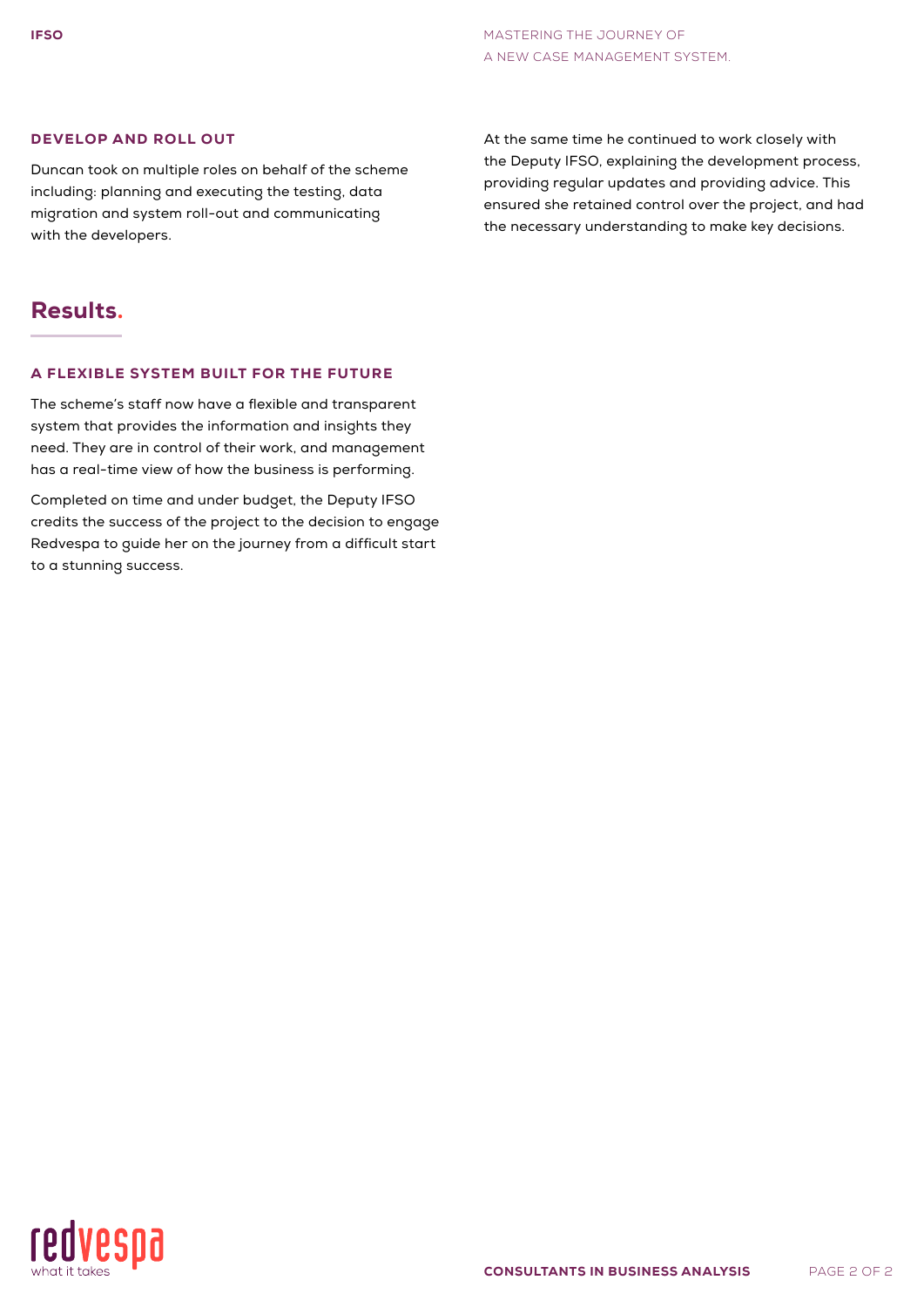### DEVELOP AND ROLL OUT

Duncan took on multiple roles on behalf of the scheme including: planning and executing the testing, data migration and system roll-out and communicating with the developers.

At the same time he continued to work closely with the Deputy IFSO, explaining the development process, providing regular updates and providing advice. This ensured she retained control over the project, and had the necessary understanding to make key decisions.

## Results.

### A FLEXIBLE SYSTEM BUILT FOR THE FUTURE

The scheme's staff now have a flexible and transparent system that provides the information and insights they need. They are in control of their work, and management has a real-time view of how the business is performing.

Completed on time and under budget, the Deputy IFSO credits the success of the project to the decision to engage Redvespa to guide her on the journey from a difficult start to a stunning success.